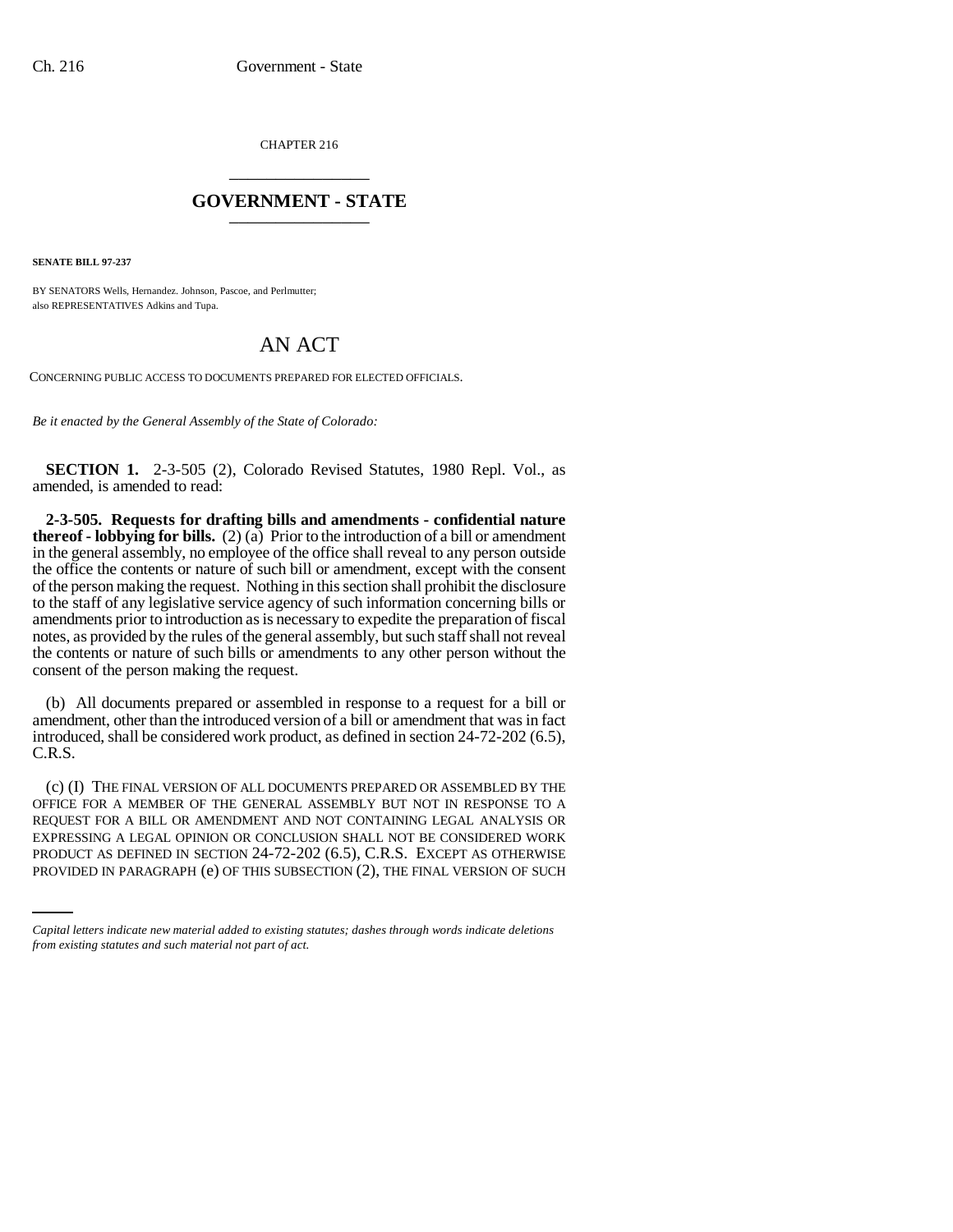CHAPTER 216

## GOVERNMENT - STATE

**SENATE BILL 97-237**

BY SENATORS Wells, Hernandez. Johnson, Pascoe, and Perlmutter;
also REPRESENTATIVES Adkins and Tupa.

# AN ACT

CONCERNING PUBLIC ACCESS TO DOCUMENTS PREPARED FOR ELECTED OFFICIALS.

*Be it enacted by the General Assembly of the State of Colorado:*

**SECTION 1.** 2-3-505 (2), Colorado Revised Statutes, 1980 Repl. Vol., as amended, is amended to read:

**2-3-505. Requests for drafting bills and amendments - confidential nature thereof - lobbying for bills.** (2) (a) Prior to the introduction of a bill or amendment in the general assembly, no employee of the office shall reveal to any person outside the office the contents or nature of such bill or amendment, except with the consent of the person making the request. Nothing in this section shall prohibit the disclosure to the staff of any legislative service agency of such information concerning bills or amendments prior to introduction as is necessary to expedite the preparation of fiscal notes, as provided by the rules of the general assembly, but such staff shall not reveal the contents or nature of such bills or amendments to any other person without the consent of the person making the request.

(b) All documents prepared or assembled in response to a request for a bill or amendment, other than the introduced version of a bill or amendment that was in fact introduced, shall be considered work product, as defined in section 24-72-202 (6.5), C.R.S.

(c) (I) THE FINAL VERSION OF ALL DOCUMENTS PREPARED OR ASSEMBLED BY THE OFFICE FOR A MEMBER OF THE GENERAL ASSEMBLY BUT NOT IN RESPONSE TO A REQUEST FOR A BILL OR AMENDMENT AND NOT CONTAINING LEGAL ANALYSIS OR EXPRESSING A LEGAL OPINION OR CONCLUSION SHALL NOT BE CONSIDERED WORK PRODUCT AS DEFINED IN SECTION 24-72-202 (6.5), C.R.S. EXCEPT AS OTHERWISE PROVIDED IN PARAGRAPH (e) OF THIS SUBSECTION (2), THE FINAL VERSION OF SUCH

*Capital letters indicate new material added to existing statutes; dashes through words indicate deletions from existing statutes and such material not part of act.*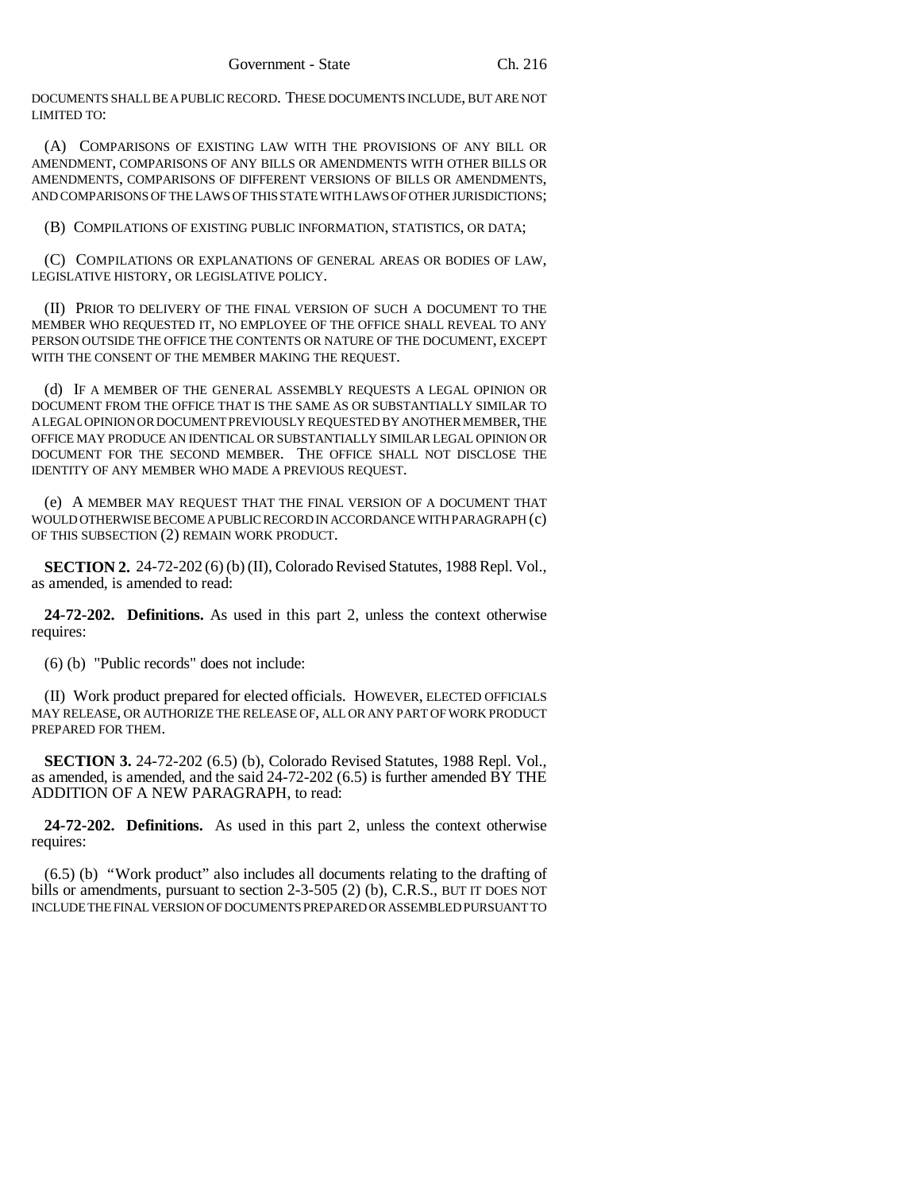DOCUMENTS SHALL BE A PUBLIC RECORD. THESE DOCUMENTS INCLUDE, BUT ARE NOT LIMITED TO:

(A) COMPARISONS OF EXISTING LAW WITH THE PROVISIONS OF ANY BILL OR AMENDMENT, COMPARISONS OF ANY BILLS OR AMENDMENTS WITH OTHER BILLS OR AMENDMENTS, COMPARISONS OF DIFFERENT VERSIONS OF BILLS OR AMENDMENTS, AND COMPARISONS OF THE LAWS OF THIS STATE WITH LAWS OF OTHER JURISDICTIONS;

(B) COMPILATIONS OF EXISTING PUBLIC INFORMATION, STATISTICS, OR DATA;

(C) COMPILATIONS OR EXPLANATIONS OF GENERAL AREAS OR BODIES OF LAW, LEGISLATIVE HISTORY, OR LEGISLATIVE POLICY.

(II) PRIOR TO DELIVERY OF THE FINAL VERSION OF SUCH A DOCUMENT TO THE MEMBER WHO REQUESTED IT, NO EMPLOYEE OF THE OFFICE SHALL REVEAL TO ANY PERSON OUTSIDE THE OFFICE THE CONTENTS OR NATURE OF THE DOCUMENT, EXCEPT WITH THE CONSENT OF THE MEMBER MAKING THE REQUEST.

(d) IF A MEMBER OF THE GENERAL ASSEMBLY REQUESTS A LEGAL OPINION OR DOCUMENT FROM THE OFFICE THAT IS THE SAME AS OR SUBSTANTIALLY SIMILAR TO A LEGAL OPINION OR DOCUMENT PREVIOUSLY REQUESTED BY ANOTHER MEMBER, THE OFFICE MAY PRODUCE AN IDENTICAL OR SUBSTANTIALLY SIMILAR LEGAL OPINION OR DOCUMENT FOR THE SECOND MEMBER. THE OFFICE SHALL NOT DISCLOSE THE IDENTITY OF ANY MEMBER WHO MADE A PREVIOUS REQUEST.

(e) A MEMBER MAY REQUEST THAT THE FINAL VERSION OF A DOCUMENT THAT WOULD OTHERWISE BECOME A PUBLIC RECORD IN ACCORDANCE WITH PARAGRAPH (c) OF THIS SUBSECTION (2) REMAIN WORK PRODUCT.

**SECTION 2.** 24-72-202 (6) (b) (II), Colorado Revised Statutes, 1988 Repl. Vol., as amended, is amended to read:

**24-72-202. Definitions.** As used in this part 2, unless the context otherwise requires:

(6) (b) "Public records" does not include:

(II) Work product prepared for elected officials. HOWEVER, ELECTED OFFICIALS MAY RELEASE, OR AUTHORIZE THE RELEASE OF, ALL OR ANY PART OF WORK PRODUCT PREPARED FOR THEM.

**SECTION 3.** 24-72-202 (6.5) (b), Colorado Revised Statutes, 1988 Repl. Vol., as amended, is amended, and the said 24-72-202 (6.5) is further amended BY THE ADDITION OF A NEW PARAGRAPH, to read:

**24-72-202. Definitions.** As used in this part 2, unless the context otherwise requires:

(6.5) (b) "Work product" also includes all documents relating to the drafting of bills or amendments, pursuant to section 2-3-505 (2) (b), C.R.S., BUT IT DOES NOT INCLUDE THE FINAL VERSION OF DOCUMENTS PREPARED OR ASSEMBLED PURSUANT TO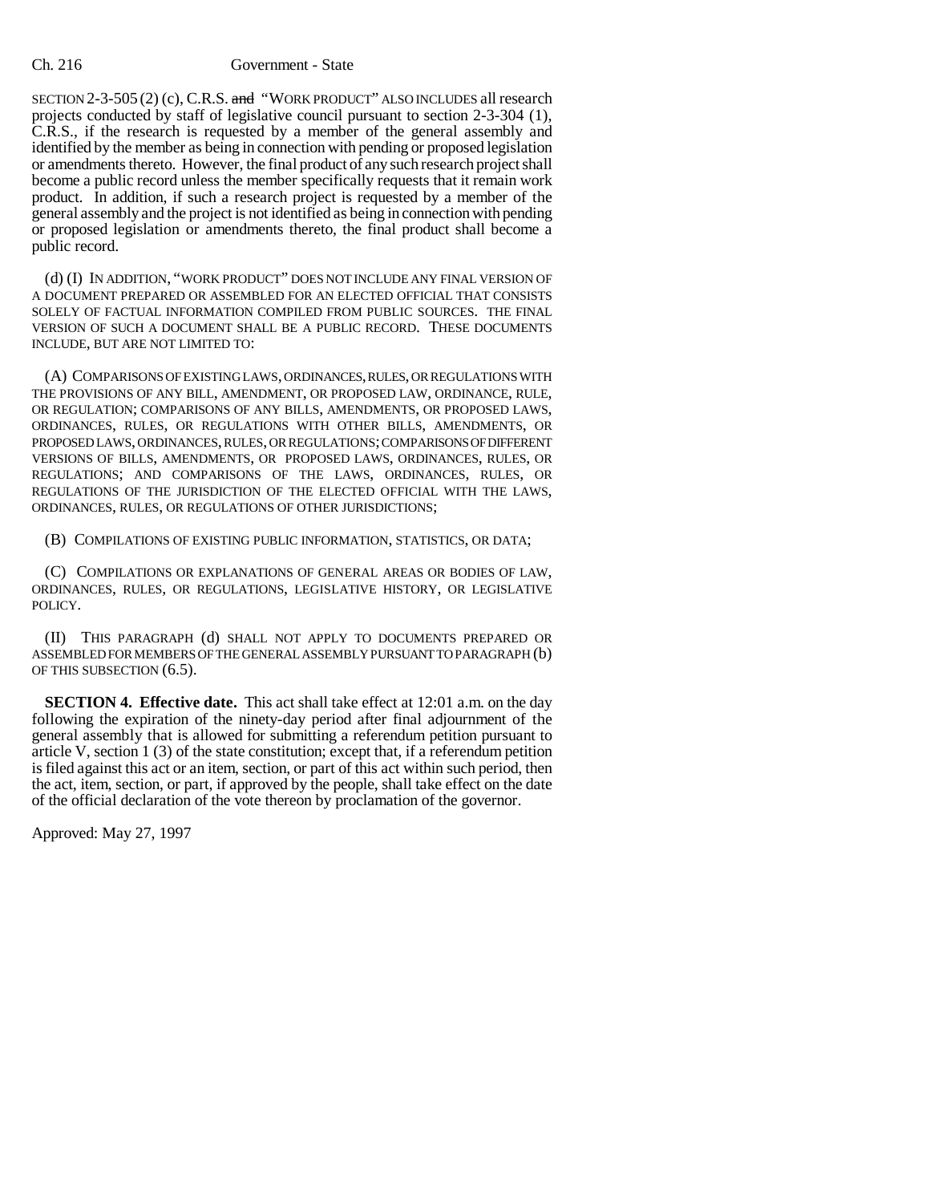SECTION 2-3-505 (2) (c), C.R.S. ~~and~~ "WORK PRODUCT" ALSO INCLUDES all research projects conducted by staff of legislative council pursuant to section 2-3-304 (1), C.R.S., if the research is requested by a member of the general assembly and identified by the member as being in connection with pending or proposed legislation or amendments thereto. However, the final product of any such research project shall become a public record unless the member specifically requests that it remain work product. In addition, if such a research project is requested by a member of the general assembly and the project is not identified as being in connection with pending or proposed legislation or amendments thereto, the final product shall become a public record.

(d) (I) IN ADDITION, "WORK PRODUCT" DOES NOT INCLUDE ANY FINAL VERSION OF A DOCUMENT PREPARED OR ASSEMBLED FOR AN ELECTED OFFICIAL THAT CONSISTS SOLELY OF FACTUAL INFORMATION COMPILED FROM PUBLIC SOURCES. THE FINAL VERSION OF SUCH A DOCUMENT SHALL BE A PUBLIC RECORD. THESE DOCUMENTS INCLUDE, BUT ARE NOT LIMITED TO:

(A) COMPARISONS OF EXISTING LAWS, ORDINANCES, RULES, OR REGULATIONS WITH THE PROVISIONS OF ANY BILL, AMENDMENT, OR PROPOSED LAW, ORDINANCE, RULE, OR REGULATION; COMPARISONS OF ANY BILLS, AMENDMENTS, OR PROPOSED LAWS, ORDINANCES, RULES, OR REGULATIONS WITH OTHER BILLS, AMENDMENTS, OR PROPOSED LAWS, ORDINANCES, RULES, OR REGULATIONS; COMPARISONS OF DIFFERENT VERSIONS OF BILLS, AMENDMENTS, OR PROPOSED LAWS, ORDINANCES, RULES, OR REGULATIONS; AND COMPARISONS OF THE LAWS, ORDINANCES, RULES, OR REGULATIONS OF THE JURISDICTION OF THE ELECTED OFFICIAL WITH THE LAWS, ORDINANCES, RULES, OR REGULATIONS OF OTHER JURISDICTIONS;

(B) COMPILATIONS OF EXISTING PUBLIC INFORMATION, STATISTICS, OR DATA;

(C) COMPILATIONS OR EXPLANATIONS OF GENERAL AREAS OR BODIES OF LAW, ORDINANCES, RULES, OR REGULATIONS, LEGISLATIVE HISTORY, OR LEGISLATIVE POLICY.

(II) THIS PARAGRAPH (d) SHALL NOT APPLY TO DOCUMENTS PREPARED OR ASSEMBLED FOR MEMBERS OF THE GENERAL ASSEMBLY PURSUANT TO PARAGRAPH (b) OF THIS SUBSECTION (6.5).

**SECTION 4. Effective date.** This act shall take effect at 12:01 a.m. on the day following the expiration of the ninety-day period after final adjournment of the general assembly that is allowed for submitting a referendum petition pursuant to article V, section 1 (3) of the state constitution; except that, if a referendum petition is filed against this act or an item, section, or part of this act within such period, then the act, item, section, or part, if approved by the people, shall take effect on the date of the official declaration of the vote thereon by proclamation of the governor.

Approved: May 27, 1997